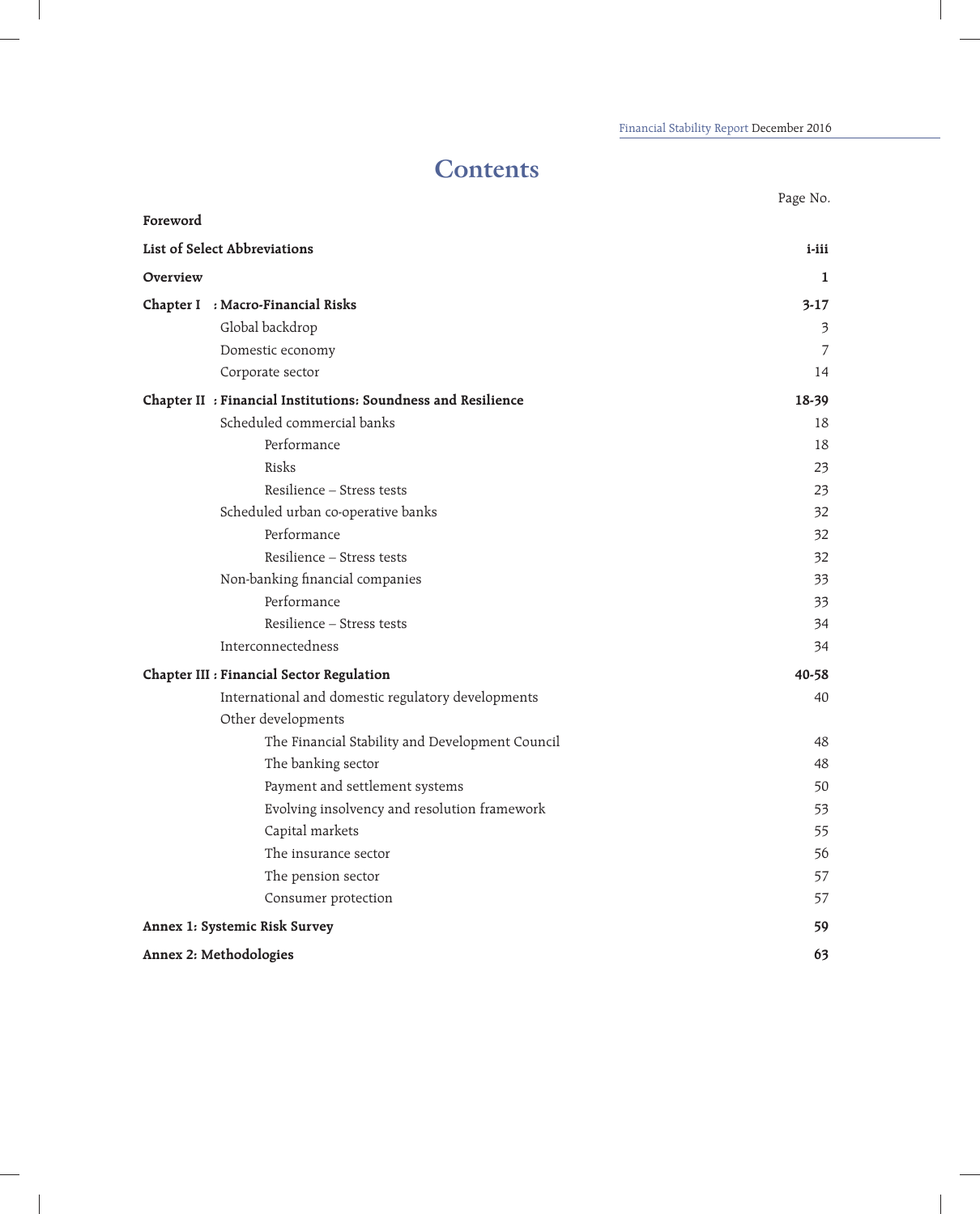# Contents

| | Page No. |
|---|---|
| **Foreword** | |
| **List of Select Abbreviations** | **i-iii** |
| **Overview** | **1** |
| **Chapter I : Macro-Financial Risks** | **3-17** |
| Global backdrop | 3 |
| Domestic economy | 7 |
| Corporate sector | 14 |
| **Chapter II : Financial Institutions: Soundness and Resilience** | **18-39** |
| Scheduled commercial banks | 18 |
| Performance | 18 |
| Risks | 23 |
| Resilience – Stress tests | 23 |
| Scheduled urban co-operative banks | 32 |
| Performance | 32 |
| Resilience – Stress tests | 32 |
| Non-banking financial companies | 33 |
| Performance | 33 |
| Resilience – Stress tests | 34 |
| Interconnectedness | 34 |
| **Chapter III : Financial Sector Regulation** | **40-58** |
| International and domestic regulatory developments | 40 |
| Other developments | |
| The Financial Stability and Development Council | 48 |
| The banking sector | 48 |
| Payment and settlement systems | 50 |
| Evolving insolvency and resolution framework | 53 |
| Capital markets | 55 |
| The insurance sector | 56 |
| The pension sector | 57 |
| Consumer protection | 57 |
| **Annex 1: Systemic Risk Survey** | **59** |
| **Annex 2: Methodologies** | **63** |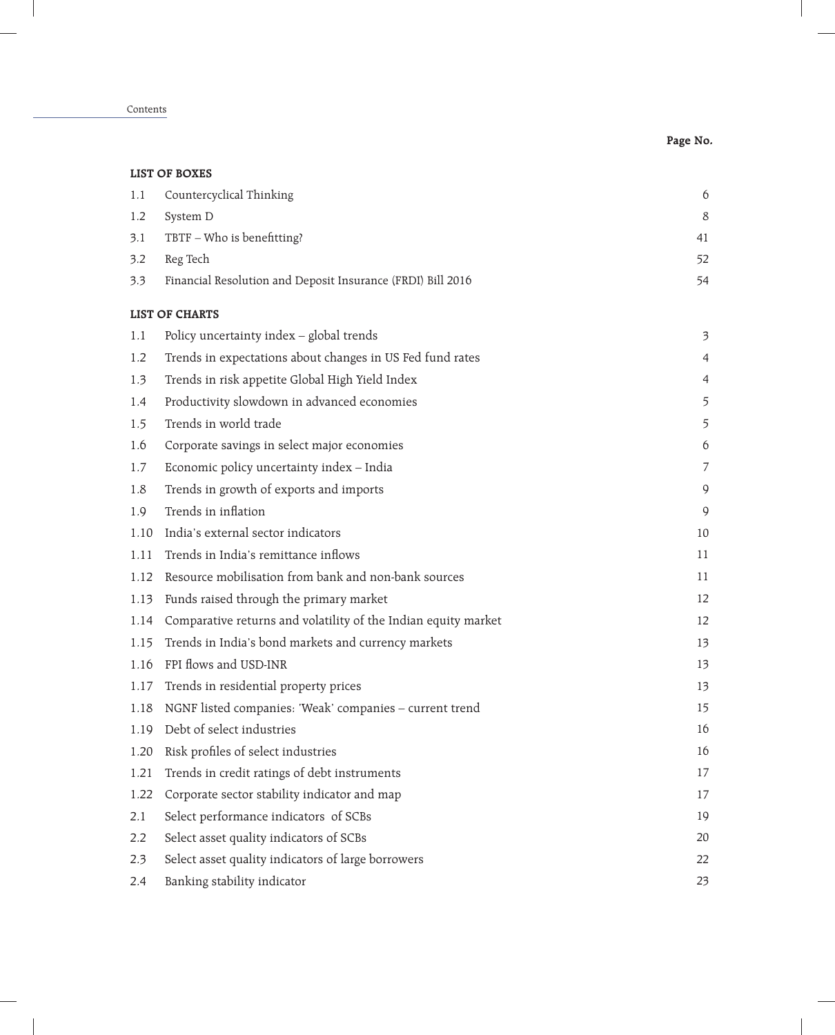| | | Page No. |
|---|---|---|
| **LIST OF BOXES** | | |
| 1.1 | Countercyclical Thinking | 6 |
| 1.2 | System D | 8 |
| 3.1 | TBTF – Who is benefitting? | 41 |
| 3.2 | Reg Tech | 52 |
| 3.3 | Financial Resolution and Deposit Insurance (FRDI) Bill 2016 | 54 |
| **LIST OF CHARTS** | | |
| 1.1 | Policy uncertainty index – global trends | 3 |
| 1.2 | Trends in expectations about changes in US Fed fund rates | 4 |
| 1.3 | Trends in risk appetite Global High Yield Index | 4 |
| 1.4 | Productivity slowdown in advanced economies | 5 |
| 1.5 | Trends in world trade | 5 |
| 1.6 | Corporate savings in select major economies | 6 |
| 1.7 | Economic policy uncertainty index – India | 7 |
| 1.8 | Trends in growth of exports and imports | 9 |
| 1.9 | Trends in inflation | 9 |
| 1.10 | India's external sector indicators | 10 |
| 1.11 | Trends in India's remittance inflows | 11 |
| 1.12 | Resource mobilisation from bank and non-bank sources | 11 |
| 1.13 | Funds raised through the primary market | 12 |
| 1.14 | Comparative returns and volatility of the Indian equity market | 12 |
| 1.15 | Trends in India's bond markets and currency markets | 13 |
| 1.16 | FPI flows and USD-INR | 13 |
| 1.17 | Trends in residential property prices | 13 |
| 1.18 | NGNF listed companies: 'Weak' companies – current trend | 15 |
| 1.19 | Debt of select industries | 16 |
| 1.20 | Risk profiles of select industries | 16 |
| 1.21 | Trends in credit ratings of debt instruments | 17 |
| 1.22 | Corporate sector stability indicator and map | 17 |
| 2.1 | Select performance indicators of SCBs | 19 |
| 2.2 | Select asset quality indicators of SCBs | 20 |
| 2.3 | Select asset quality indicators of large borrowers | 22 |
| 2.4 | Banking stability indicator | 23 |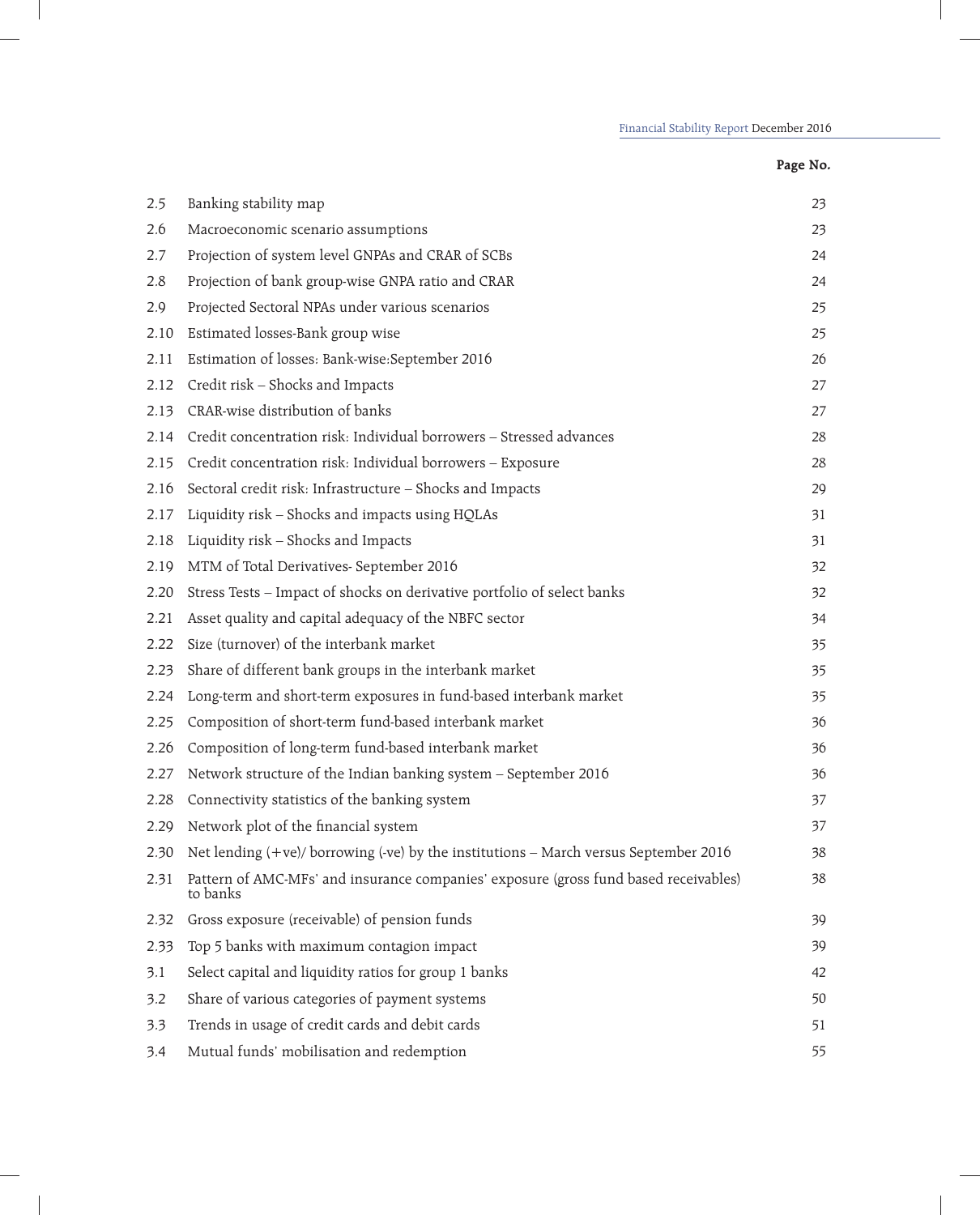| | | Page No. |
|---|---|---|
| 2.5 | Banking stability map | 23 |
| 2.6 | Macroeconomic scenario assumptions | 23 |
| 2.7 | Projection of system level GNPAs and CRAR of SCBs | 24 |
| 2.8 | Projection of bank group-wise GNPA ratio and CRAR | 24 |
| 2.9 | Projected Sectoral NPAs under various scenarios | 25 |
| 2.10 | Estimated losses-Bank group wise | 25 |
| 2.11 | Estimation of losses: Bank-wise:September 2016 | 26 |
| 2.12 | Credit risk – Shocks and Impacts | 27 |
| 2.13 | CRAR-wise distribution of banks | 27 |
| 2.14 | Credit concentration risk: Individual borrowers – Stressed advances | 28 |
| 2.15 | Credit concentration risk: Individual borrowers – Exposure | 28 |
| 2.16 | Sectoral credit risk: Infrastructure – Shocks and Impacts | 29 |
| 2.17 | Liquidity risk – Shocks and impacts using HQLAs | 31 |
| 2.18 | Liquidity risk – Shocks and Impacts | 31 |
| 2.19 | MTM of Total Derivatives- September 2016 | 32 |
| 2.20 | Stress Tests – Impact of shocks on derivative portfolio of select banks | 32 |
| 2.21 | Asset quality and capital adequacy of the NBFC sector | 34 |
| 2.22 | Size (turnover) of the interbank market | 35 |
| 2.23 | Share of different bank groups in the interbank market | 35 |
| 2.24 | Long-term and short-term exposures in fund-based interbank market | 35 |
| 2.25 | Composition of short-term fund-based interbank market | 36 |
| 2.26 | Composition of long-term fund-based interbank market | 36 |
| 2.27 | Network structure of the Indian banking system – September 2016 | 36 |
| 2.28 | Connectivity statistics of the banking system | 37 |
| 2.29 | Network plot of the financial system | 37 |
| 2.30 | Net lending (+ve)/ borrowing (-ve) by the institutions – March versus September 2016 | 38 |
| 2.31 | Pattern of AMC-MFs' and insurance companies' exposure (gross fund based receivables) to banks | 38 |
| 2.32 | Gross exposure (receivable) of pension funds | 39 |
| 2.33 | Top 5 banks with maximum contagion impact | 39 |
| 3.1 | Select capital and liquidity ratios for group 1 banks | 42 |
| 3.2 | Share of various categories of payment systems | 50 |
| 3.3 | Trends in usage of credit cards and debit cards | 51 |
| 3.4 | Mutual funds' mobilisation and redemption | 55 |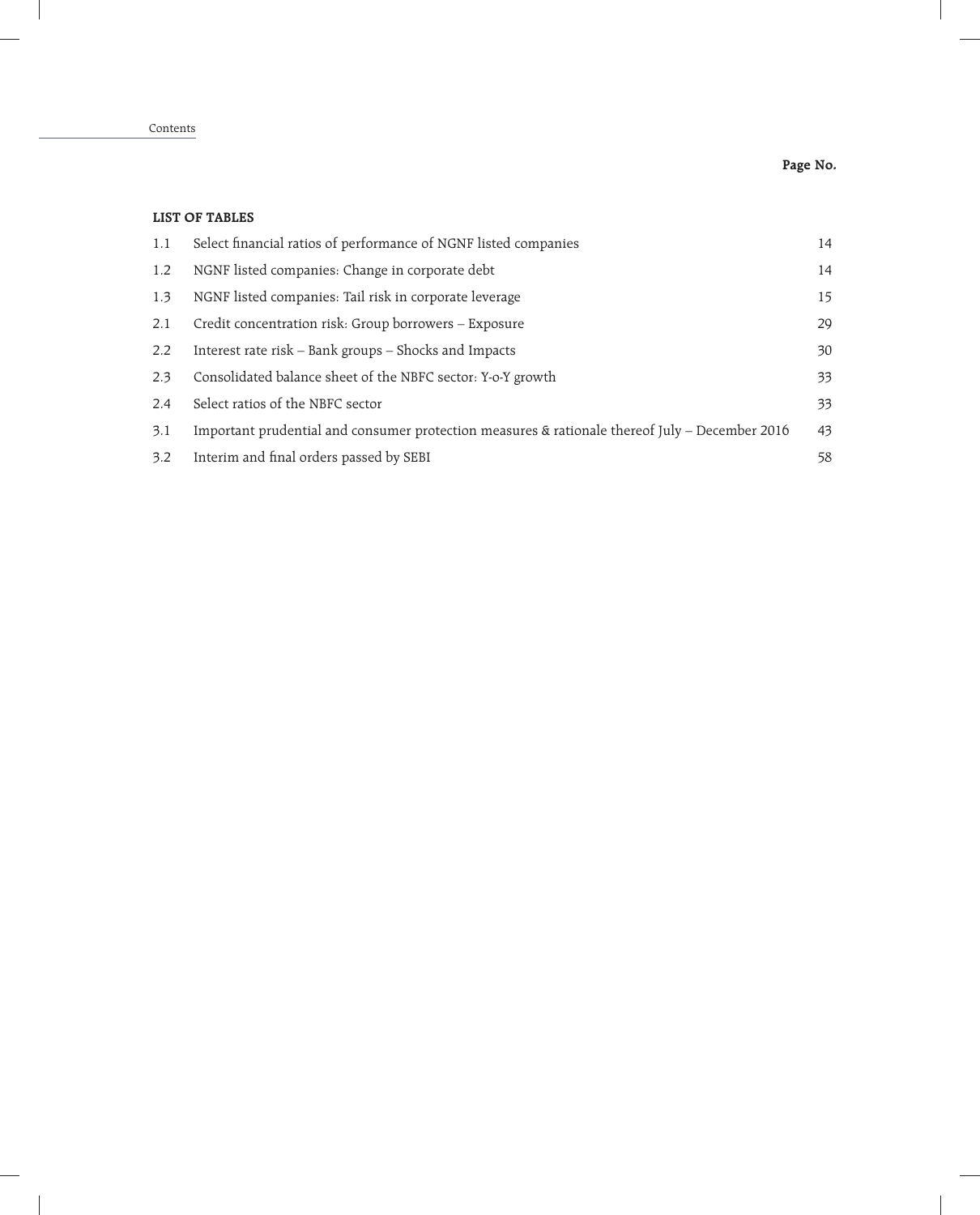**Page No.**

**LIST OF TABLES**

| | | |
|---|---|---|
| 1.1 | Select financial ratios of performance of NGNF listed companies | 14 |
| 1.2 | NGNF listed companies: Change in corporate debt | 14 |
| 1.3 | NGNF listed companies: Tail risk in corporate leverage | 15 |
| 2.1 | Credit concentration risk: Group borrowers – Exposure | 29 |
| 2.2 | Interest rate risk – Bank groups – Shocks and Impacts | 30 |
| 2.3 | Consolidated balance sheet of the NBFC sector: Y-o-Y growth | 33 |
| 2.4 | Select ratios of the NBFC sector | 33 |
| 3.1 | Important prudential and consumer protection measures & rationale thereof July – December 2016 | 43 |
| 3.2 | Interim and final orders passed by SEBI | 58 |